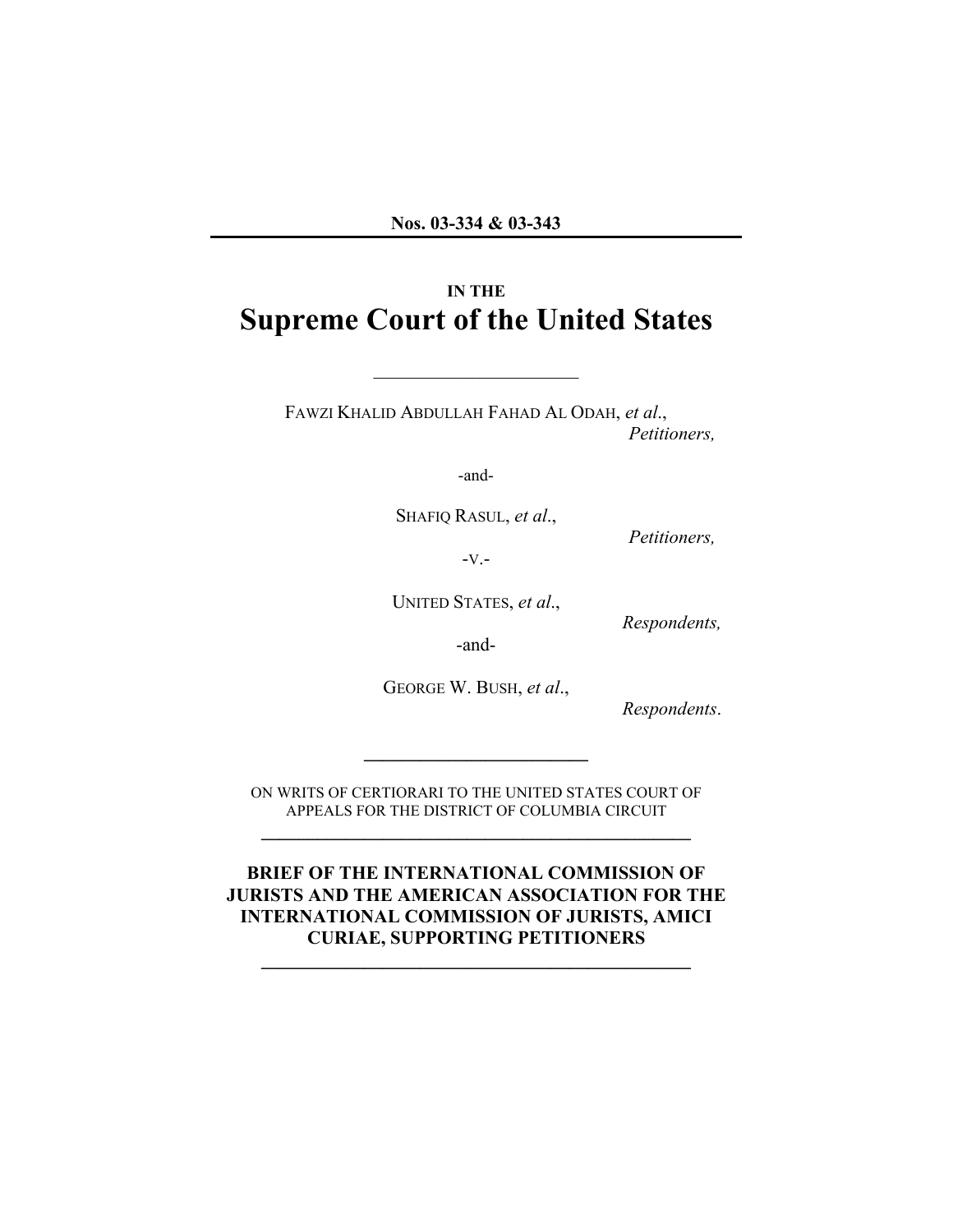**Nos. 03-334 & 03-343**

---

IN THE

# Supreme Court of the United States

---

FAWZI KHALID ABDULLAH FAHAD AL ODAH, *et al.*,
*Petitioners,*

-and-

SHAFIQ RASUL, *et al.*,
*Petitioners,*

-V.-

UNITED STATES, *et al.*,
*Respondents,*

-and-

GEORGE W. BUSH, *et al.*,
*Respondents.*

---

ON WRITS OF CERTIORARI TO THE UNITED STATES COURT OF APPEALS FOR THE DISTRICT OF COLUMBIA CIRCUIT

---

**BRIEF OF THE INTERNATIONAL COMMISSION OF JURISTS AND THE AMERICAN ASSOCIATION FOR THE INTERNATIONAL COMMISSION OF JURISTS, AMICI CURIAE, SUPPORTING PETITIONERS**

---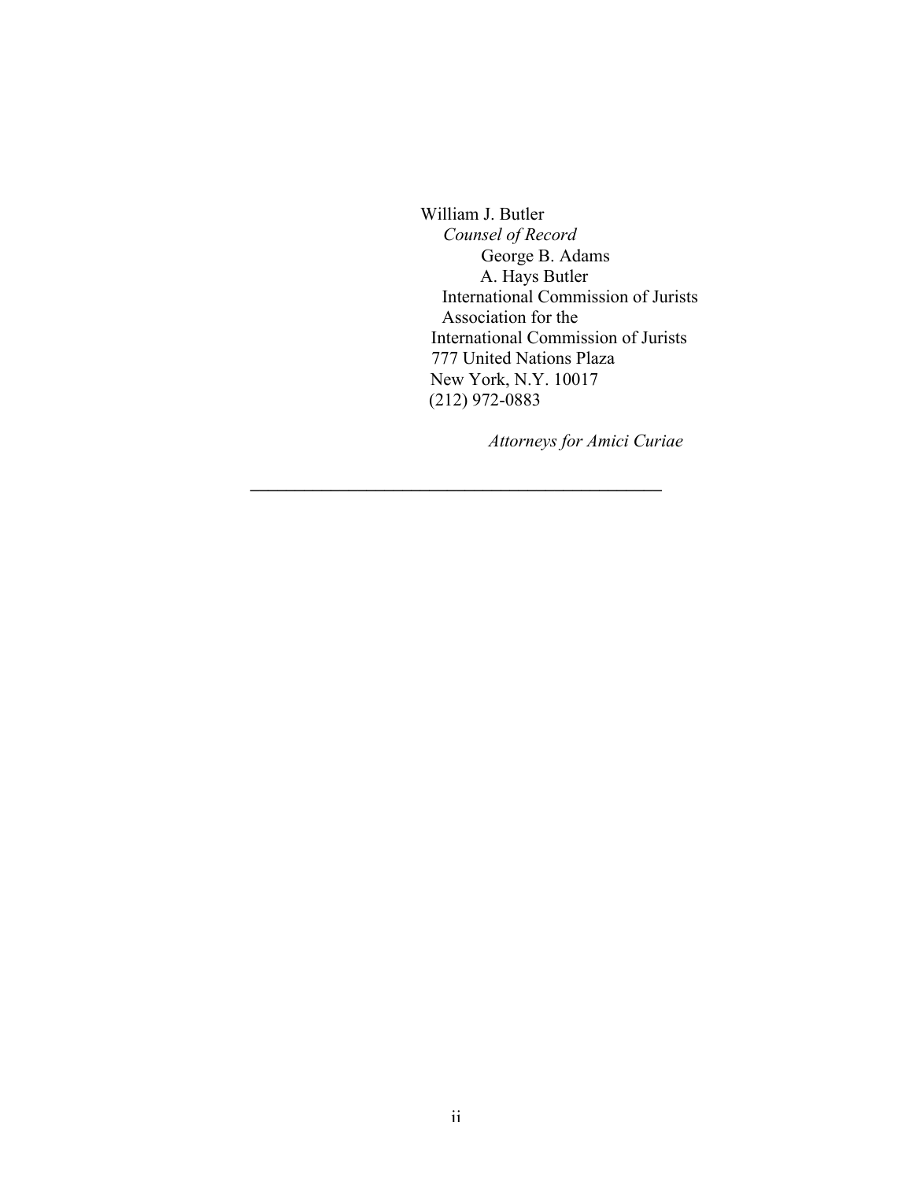William J. Butler
*Counsel of Record*
George B. Adams
A. Hays Butler
International Commission of Jurists
Association for the
International Commission of Jurists
777 United Nations Plaza
New York, N.Y. 10017
(212) 972-0883

*Attorneys for Amici Curiae*

---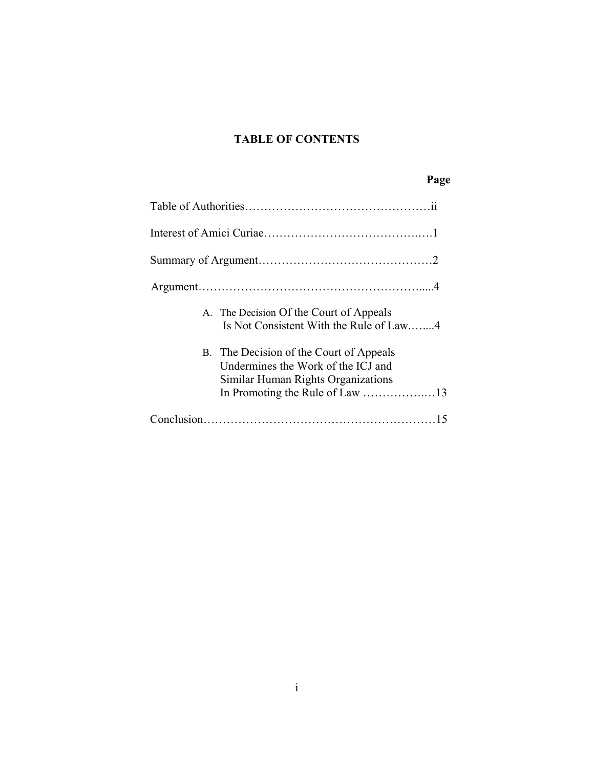# TABLE OF CONTENTS

| | Page |
|---|---|
| Table of Authorities | ii |
| Interest of Amici Curiae | 1 |
| Summary of Argument | 2 |
| Argument | 4 |
| A. The Decision Of the Court of Appeals Is Not Consistent With the Rule of Law | 4 |
| B. The Decision of the Court of Appeals Undermines the Work of the ICJ and Similar Human Rights Organizations In Promoting the Rule of Law | 13 |
| Conclusion | 15 |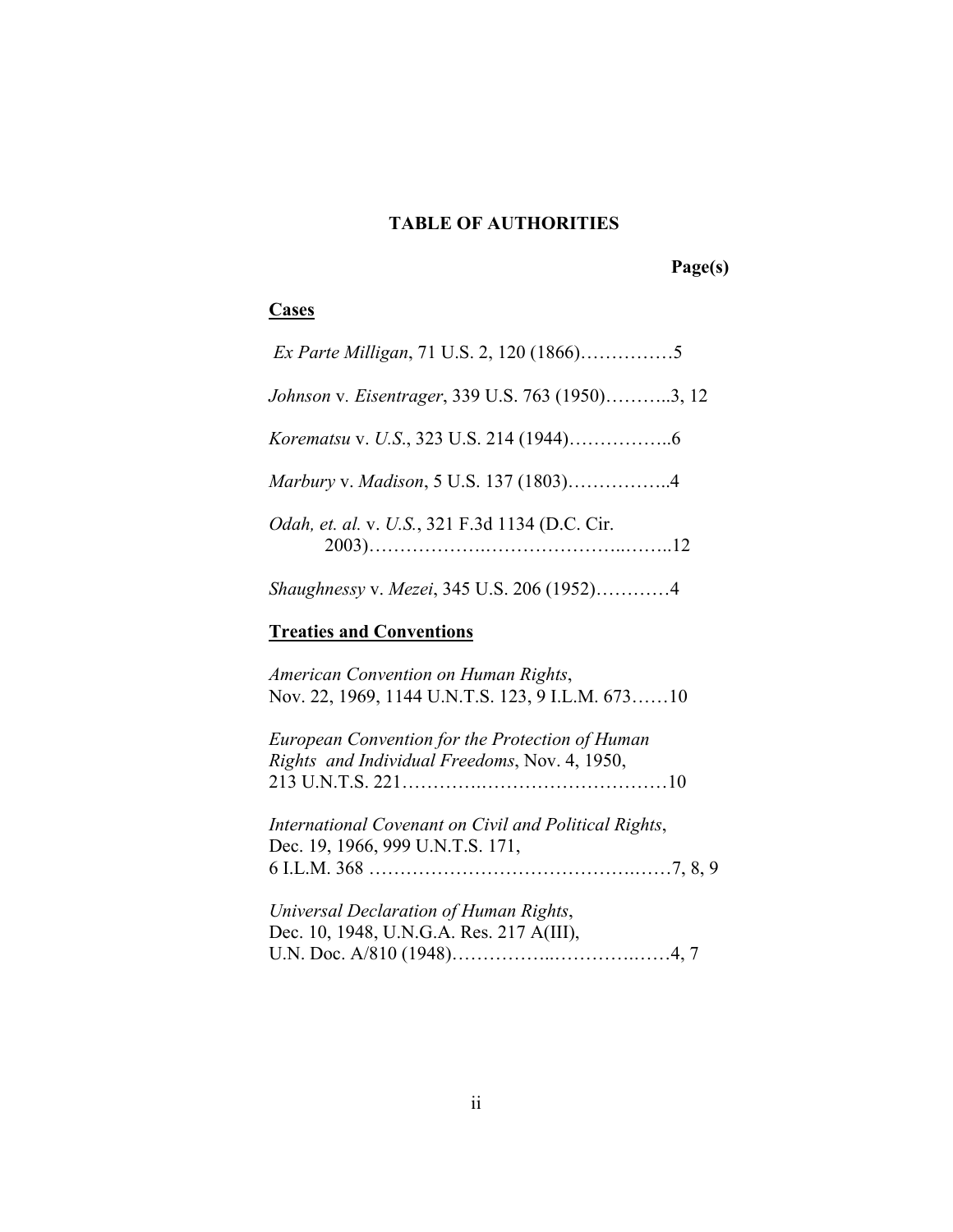# TABLE OF AUTHORITIES

**Page(s)**

## Cases

*Ex Parte Milligan*, 71 U.S. 2, 120 (1866)……………5

*Johnson* v. *Eisentrager*, 339 U.S. 763 (1950)………..3, 12

*Korematsu* v. *U.S.*, 323 U.S. 214 (1944)……………..6

*Marbury* v. *Madison*, 5 U.S. 137 (1803)……………..4

*Odah, et. al.* v. *U.S.*, 321 F.3d 1134 (D.C. Cir. 2003)……………….…………………..……..12

*Shaughnessy* v. *Mezei*, 345 U.S. 206 (1952)…………4

## Treaties and Conventions

*American Convention on Human Rights*, Nov. 22, 1969, 1144 U.N.T.S. 123, 9 I.L.M. 673……10

*European Convention for the Protection of Human Rights and Individual Freedoms*, Nov. 4, 1950, 213 U.N.T.S. 221………….…………………………10

*International Covenant on Civil and Political Rights*, Dec. 19, 1966, 999 U.N.T.S. 171, 6 I.L.M. 368 ……………………………………..……7, 8, 9

*Universal Declaration of Human Rights*, Dec. 10, 1948, U.N.G.A. Res. 217 A(III), U.N. Doc. A/810 (1948)……………..…………..……4, 7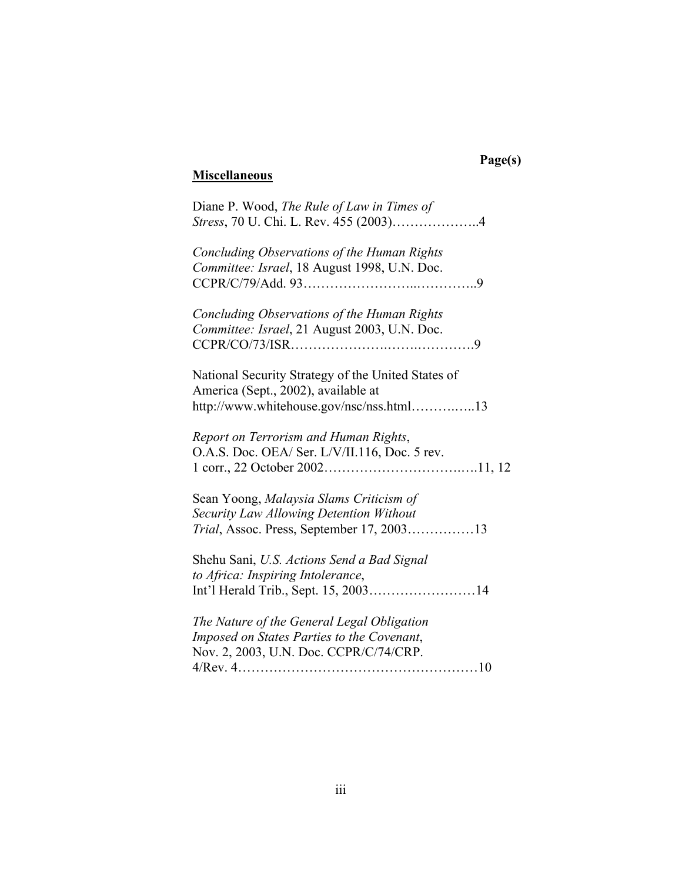**Page(s)**

**Miscellaneous**

Diane P. Wood, *The Rule of Law in Times of Stress*, 70 U. Chi. L. Rev. 455 (2003)………………..4

*Concluding Observations of the Human Rights Committee: Israel*, 18 August 1998, U.N. Doc. CCPR/C/79/Add. 93…………………...…………..9

*Concluding Observations of the Human Rights Committee: Israel*, 21 August 2003, U.N. Doc. CCPR/CO/73/ISR…………………..…….………….9

National Security Strategy of the United States of America (Sept., 2002), available at http://www.whitehouse.gov/nsc/nss.html……….…..13

*Report on Terrorism and Human Rights*, O.A.S. Doc. OEA/ Ser. L/V/II.116, Doc. 5 rev. 1 corr., 22 October 2002…………………………….….11, 12

Sean Yoong, *Malaysia Slams Criticism of Security Law Allowing Detention Without Trial*, Assoc. Press, September 17, 2003……………13

Shehu Sani, *U.S. Actions Send a Bad Signal to Africa: Inspiring Intolerance*, Int'l Herald Trib., Sept. 15, 2003……………………14

*The Nature of the General Legal Obligation Imposed on States Parties to the Covenant*, Nov. 2, 2003, U.N. Doc. CCPR/C/74/CRP. 4/Rev. 4………………………………………………10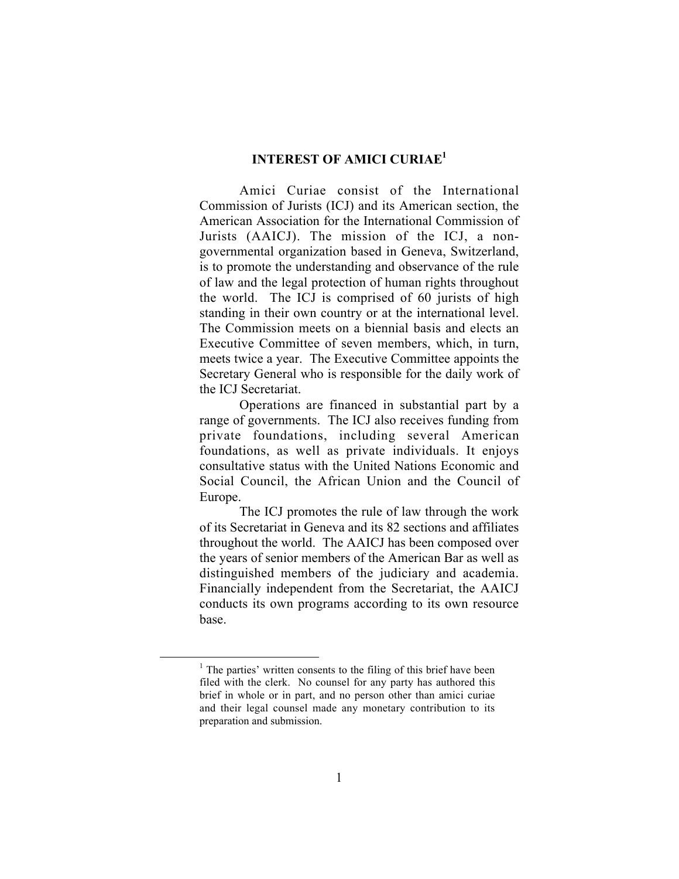## INTEREST OF AMICI CURIAE[1]

Amici Curiae consist of the International Commission of Jurists (ICJ) and its American section, the American Association for the International Commission of Jurists (AAICJ). The mission of the ICJ, a non-governmental organization based in Geneva, Switzerland, is to promote the understanding and observance of the rule of law and the legal protection of human rights throughout the world. The ICJ is comprised of 60 jurists of high standing in their own country or at the international level. The Commission meets on a biennial basis and elects an Executive Committee of seven members, which, in turn, meets twice a year. The Executive Committee appoints the Secretary General who is responsible for the daily work of the ICJ Secretariat.

Operations are financed in substantial part by a range of governments. The ICJ also receives funding from private foundations, including several American foundations, as well as private individuals. It enjoys consultative status with the United Nations Economic and Social Council, the African Union and the Council of Europe.

The ICJ promotes the rule of law through the work of its Secretariat in Geneva and its 82 sections and affiliates throughout the world. The AAICJ has been composed over the years of senior members of the American Bar as well as distinguished members of the judiciary and academia. Financially independent from the Secretariat, the AAICJ conducts its own programs according to its own resource base.

[1] The parties' written consents to the filing of this brief have been filed with the clerk. No counsel for any party has authored this brief in whole or in part, and no person other than amici curiae and their legal counsel made any monetary contribution to its preparation and submission.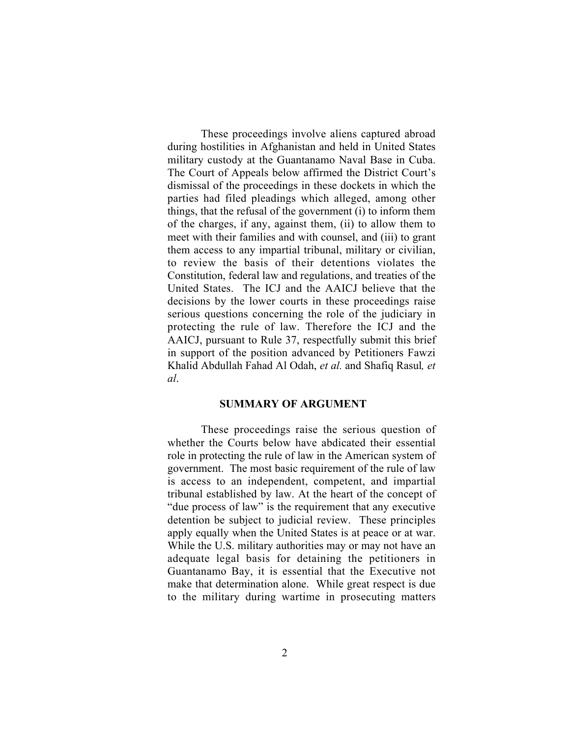These proceedings involve aliens captured abroad during hostilities in Afghanistan and held in United States military custody at the Guantanamo Naval Base in Cuba. The Court of Appeals below affirmed the District Court's dismissal of the proceedings in these dockets in which the parties had filed pleadings which alleged, among other things, that the refusal of the government (i) to inform them of the charges, if any, against them, (ii) to allow them to meet with their families and with counsel, and (iii) to grant them access to any impartial tribunal, military or civilian, to review the basis of their detentions violates the Constitution, federal law and regulations, and treaties of the United States. The ICJ and the AAICJ believe that the decisions by the lower courts in these proceedings raise serious questions concerning the role of the judiciary in protecting the rule of law. Therefore the ICJ and the AAICJ, pursuant to Rule 37, respectfully submit this brief in support of the position advanced by Petitioners Fawzi Khalid Abdullah Fahad Al Odah, *et al.* and Shafiq Rasul*, et al*.

## SUMMARY OF ARGUMENT

These proceedings raise the serious question of whether the Courts below have abdicated their essential role in protecting the rule of law in the American system of government. The most basic requirement of the rule of law is access to an independent, competent, and impartial tribunal established by law. At the heart of the concept of "due process of law" is the requirement that any executive detention be subject to judicial review. These principles apply equally when the United States is at peace or at war. While the U.S. military authorities may or may not have an adequate legal basis for detaining the petitioners in Guantanamo Bay, it is essential that the Executive not make that determination alone. While great respect is due to the military during wartime in prosecuting matters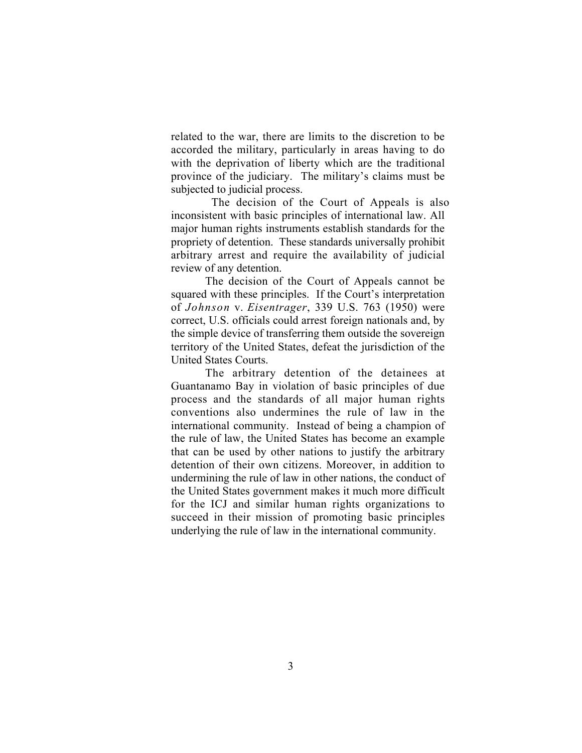related to the war, there are limits to the discretion to be accorded the military, particularly in areas having to do with the deprivation of liberty which are the traditional province of the judiciary. The military's claims must be subjected to judicial process.

The decision of the Court of Appeals is also inconsistent with basic principles of international law. All major human rights instruments establish standards for the propriety of detention. These standards universally prohibit arbitrary arrest and require the availability of judicial review of any detention.

The decision of the Court of Appeals cannot be squared with these principles. If the Court's interpretation of *Johnson* v. *Eisentrager*, 339 U.S. 763 (1950) were correct, U.S. officials could arrest foreign nationals and, by the simple device of transferring them outside the sovereign territory of the United States, defeat the jurisdiction of the United States Courts.

The arbitrary detention of the detainees at Guantanamo Bay in violation of basic principles of due process and the standards of all major human rights conventions also undermines the rule of law in the international community. Instead of being a champion of the rule of law, the United States has become an example that can be used by other nations to justify the arbitrary detention of their own citizens. Moreover, in addition to undermining the rule of law in other nations, the conduct of the United States government makes it much more difficult for the ICJ and similar human rights organizations to succeed in their mission of promoting basic principles underlying the rule of law in the international community.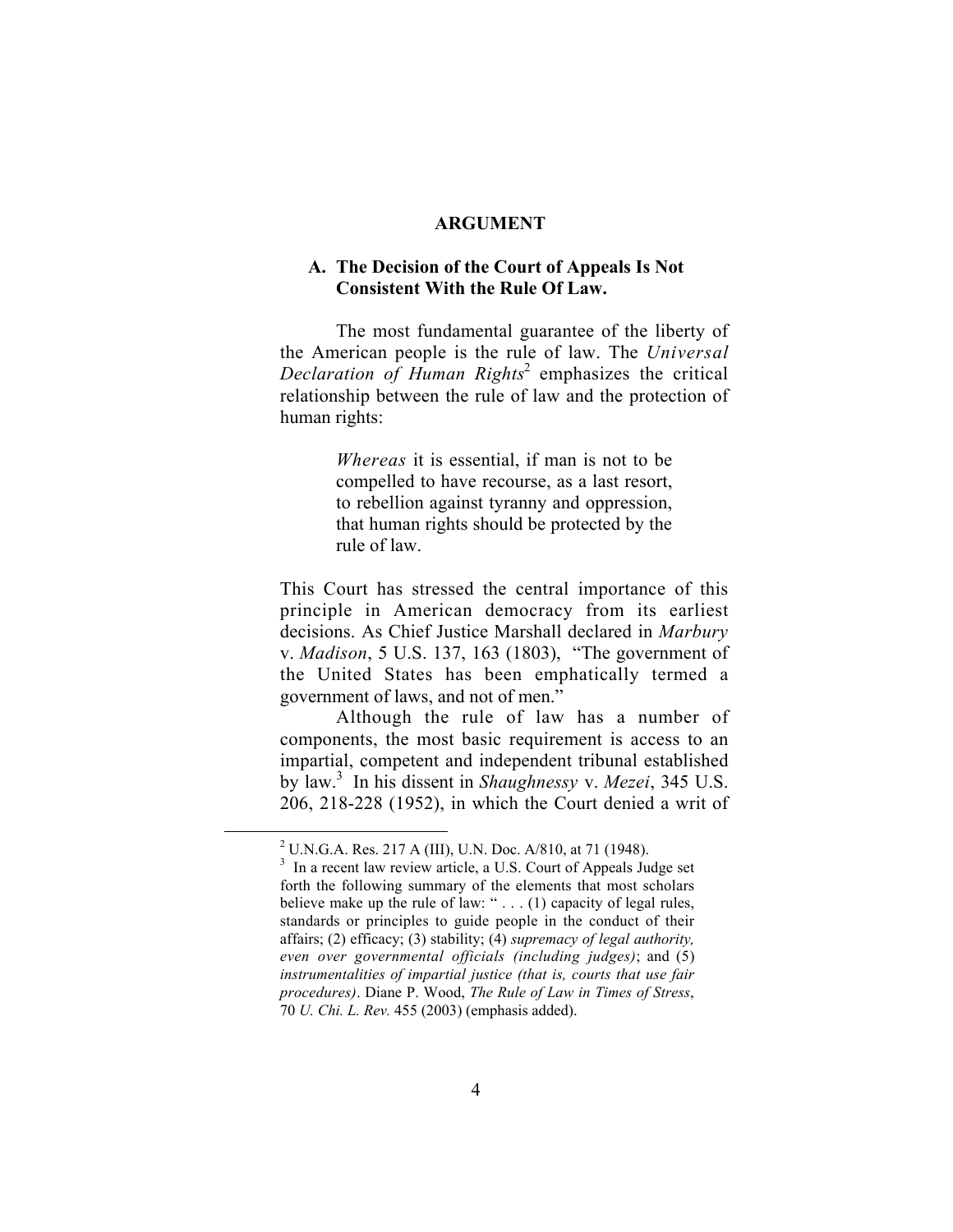## ARGUMENT

### A. The Decision of the Court of Appeals Is Not Consistent With the Rule Of Law.

The most fundamental guarantee of the liberty of the American people is the rule of law. The *Universal Declaration of Human Rights*[2] emphasizes the critical relationship between the rule of law and the protection of human rights:

> *Whereas* it is essential, if man is not to be compelled to have recourse, as a last resort, to rebellion against tyranny and oppression, that human rights should be protected by the rule of law.

This Court has stressed the central importance of this principle in American democracy from its earliest decisions. As Chief Justice Marshall declared in *Marbury* v. *Madison*, 5 U.S. 137, 163 (1803), "The government of the United States has been emphatically termed a government of laws, and not of men."

Although the rule of law has a number of components, the most basic requirement is access to an impartial, competent and independent tribunal established by law.[3] In his dissent in *Shaughnessy* v. *Mezei*, 345 U.S. 206, 218-228 (1952), in which the Court denied a writ of

---

[2] U.N.G.A. Res. 217 A (III), U.N. Doc. A/810, at 71 (1948).

[3] In a recent law review article, a U.S. Court of Appeals Judge set forth the following summary of the elements that most scholars believe make up the rule of law: " . . . (1) capacity of legal rules, standards or principles to guide people in the conduct of their affairs; (2) efficacy; (3) stability; (4) *supremacy of legal authority, even over governmental officials (including judges)*; and (5) *instrumentalities of impartial justice (that is, courts that use fair procedures)*. Diane P. Wood, *The Rule of Law in Times of Stress*, 70 *U. Chi. L. Rev.* 455 (2003) (emphasis added).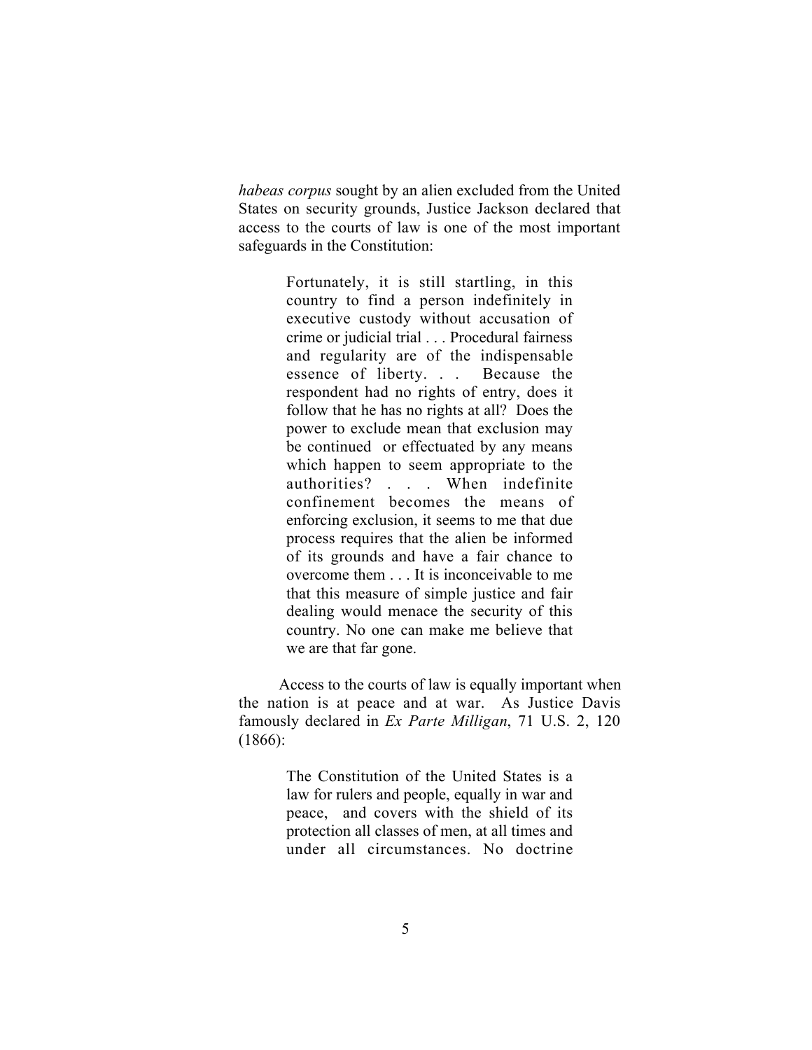*habeas corpus* sought by an alien excluded from the United States on security grounds, Justice Jackson declared that access to the courts of law is one of the most important safeguards in the Constitution:

> Fortunately, it is still startling, in this country to find a person indefinitely in executive custody without accusation of crime or judicial trial . . . Procedural fairness and regularity are of the indispensable essence of liberty. . . Because the respondent had no rights of entry, does it follow that he has no rights at all? Does the power to exclude mean that exclusion may be continued or effectuated by any means which happen to seem appropriate to the authorities? . . . When indefinite confinement becomes the means of enforcing exclusion, it seems to me that due process requires that the alien be informed of its grounds and have a fair chance to overcome them . . . It is inconceivable to me that this measure of simple justice and fair dealing would menace the security of this country. No one can make me believe that we are that far gone.

Access to the courts of law is equally important when the nation is at peace and at war. As Justice Davis famously declared in *Ex Parte Milligan*, 71 U.S. 2, 120 (1866):

> The Constitution of the United States is a law for rulers and people, equally in war and peace, and covers with the shield of its protection all classes of men, at all times and under all circumstances. No doctrine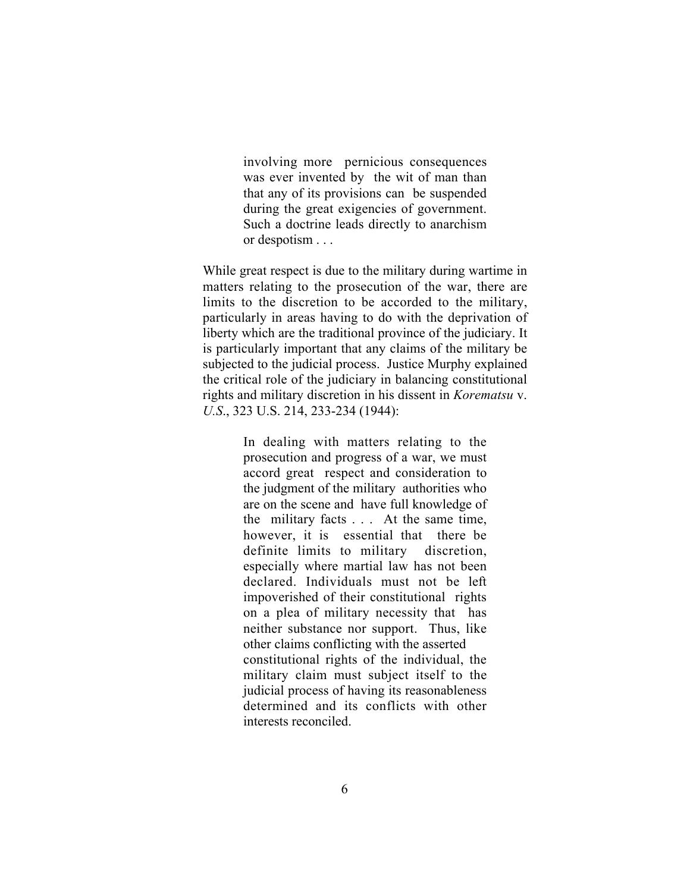> involving more pernicious consequences was ever invented by the wit of man than that any of its provisions can be suspended during the great exigencies of government. Such a doctrine leads directly to anarchism or despotism . . .

While great respect is due to the military during wartime in matters relating to the prosecution of the war, there are limits to the discretion to be accorded to the military, particularly in areas having to do with the deprivation of liberty which are the traditional province of the judiciary. It is particularly important that any claims of the military be subjected to the judicial process. Justice Murphy explained the critical role of the judiciary in balancing constitutional rights and military discretion in his dissent in *Korematsu* v. *U.S.*, 323 U.S. 214, 233-234 (1944):

> In dealing with matters relating to the prosecution and progress of a war, we must accord great respect and consideration to the judgment of the military authorities who are on the scene and have full knowledge of the military facts . . . At the same time, however, it is essential that there be definite limits to military discretion, especially where martial law has not been declared. Individuals must not be left impoverished of their constitutional rights on a plea of military necessity that has neither substance nor support. Thus, like other claims conflicting with the asserted constitutional rights of the individual, the military claim must subject itself to the judicial process of having its reasonableness determined and its conflicts with other interests reconciled.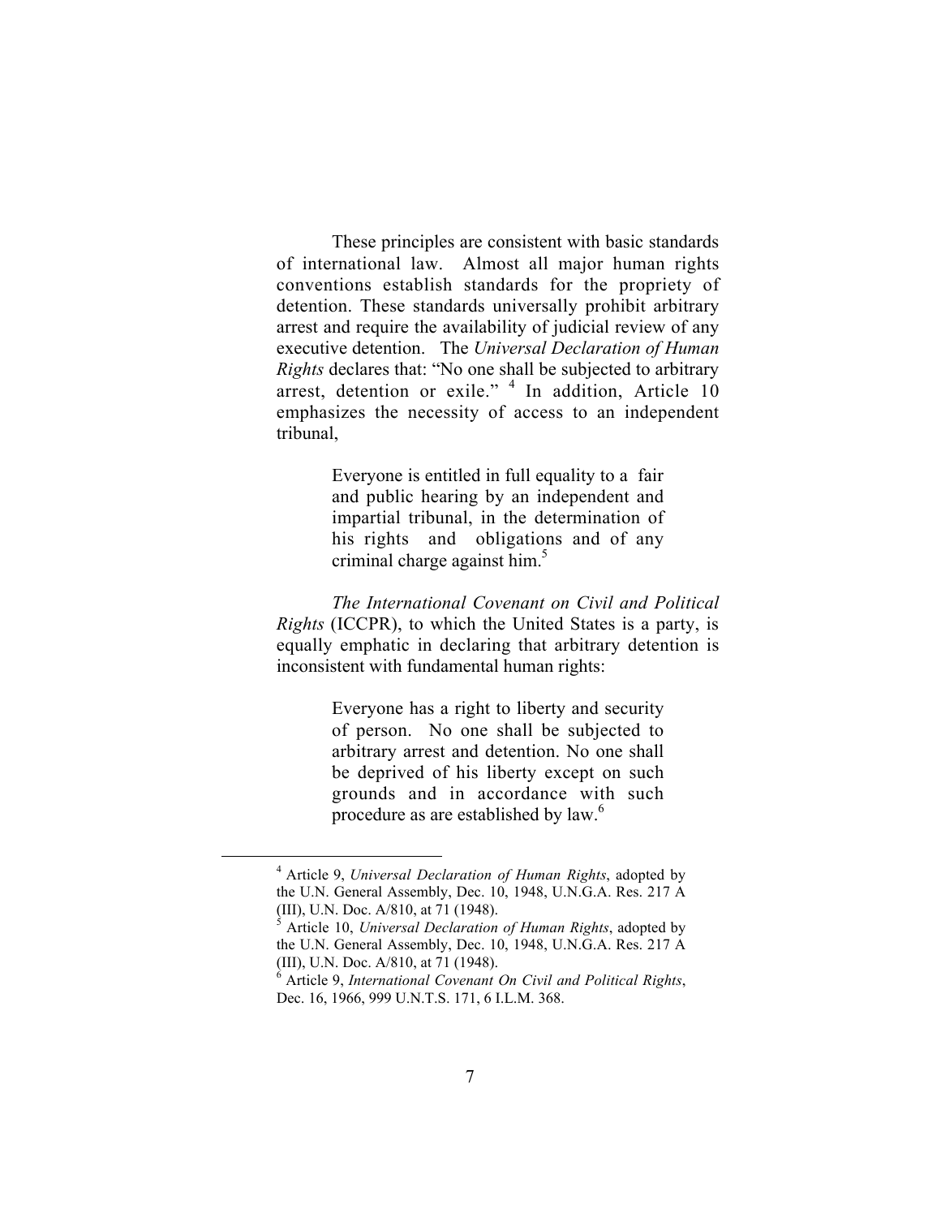These principles are consistent with basic standards of international law. Almost all major human rights conventions establish standards for the propriety of detention. These standards universally prohibit arbitrary arrest and require the availability of judicial review of any executive detention. The *Universal Declaration of Human Rights* declares that: "No one shall be subjected to arbitrary arrest, detention or exile." [4] In addition, Article 10 emphasizes the necessity of access to an independent tribunal,

> Everyone is entitled in full equality to a fair and public hearing by an independent and impartial tribunal, in the determination of his rights and obligations and of any criminal charge against him.[5]

*The International Covenant on Civil and Political Rights* (ICCPR), to which the United States is a party, is equally emphatic in declaring that arbitrary detention is inconsistent with fundamental human rights:

> Everyone has a right to liberty and security of person. No one shall be subjected to arbitrary arrest and detention. No one shall be deprived of his liberty except on such grounds and in accordance with such procedure as are established by law.[6]

---

[4] Article 9, *Universal Declaration of Human Rights*, adopted by the U.N. General Assembly, Dec. 10, 1948, U.N.G.A. Res. 217 A (III), U.N. Doc. A/810, at 71 (1948).

[5] Article 10, *Universal Declaration of Human Rights*, adopted by the U.N. General Assembly, Dec. 10, 1948, U.N.G.A. Res. 217 A (III), U.N. Doc. A/810, at 71 (1948).

[6] Article 9, *International Covenant On Civil and Political Rights*, Dec. 16, 1966, 999 U.N.T.S. 171, 6 I.L.M. 368.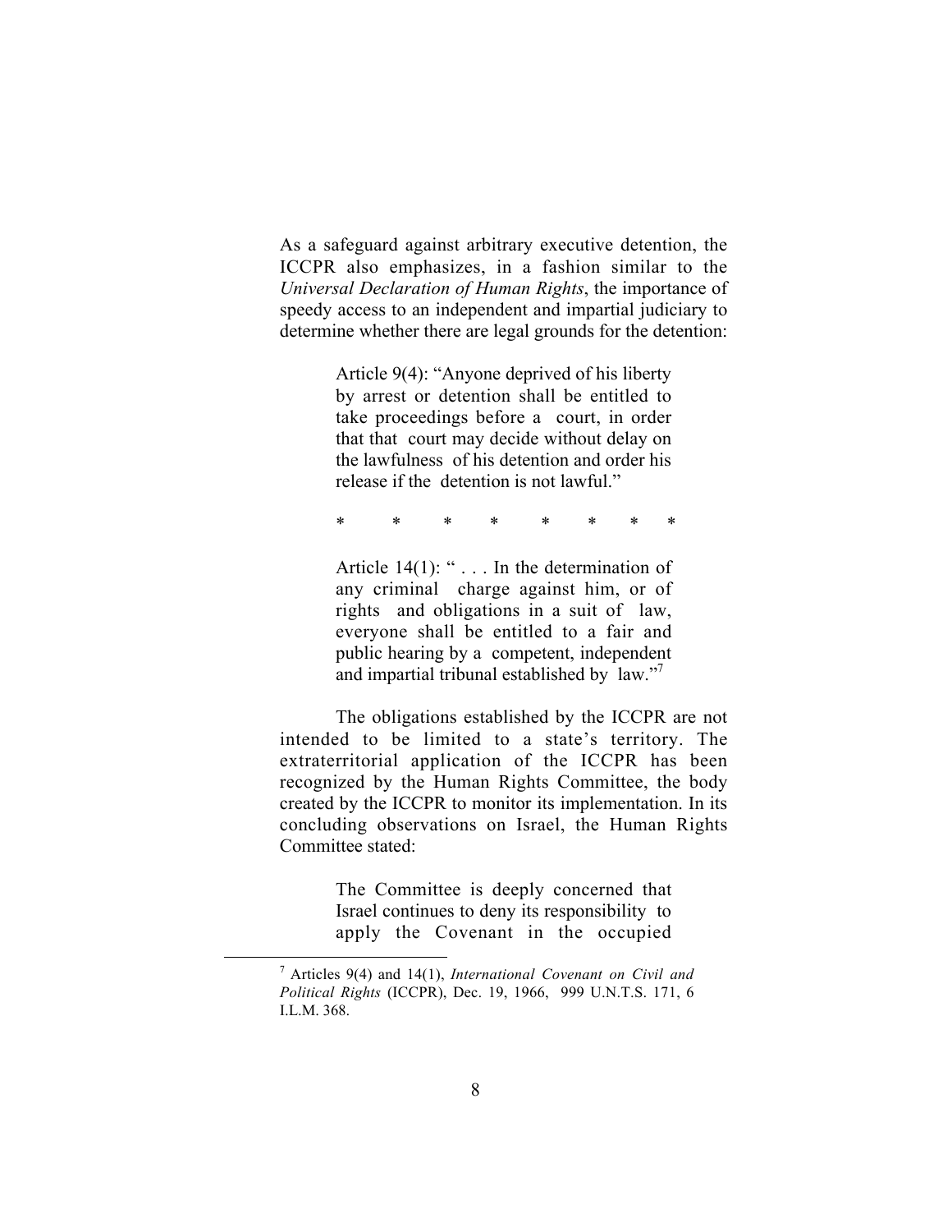As a safeguard against arbitrary executive detention, the ICCPR also emphasizes, in a fashion similar to the *Universal Declaration of Human Rights*, the importance of speedy access to an independent and impartial judiciary to determine whether there are legal grounds for the detention:

> Article 9(4): "Anyone deprived of his liberty by arrest or detention shall be entitled to take proceedings before a court, in order that that court may decide without delay on the lawfulness of his detention and order his release if the detention is not lawful."
>
> \* \* \* \* \* \* \* \*
>
> Article 14(1): " . . . In the determination of any criminal charge against him, or of rights and obligations in a suit of law, everyone shall be entitled to a fair and public hearing by a competent, independent and impartial tribunal established by law."[7]

The obligations established by the ICCPR are not intended to be limited to a state's territory. The extraterritorial application of the ICCPR has been recognized by the Human Rights Committee, the body created by the ICCPR to monitor its implementation. In its concluding observations on Israel, the Human Rights Committee stated:

> The Committee is deeply concerned that Israel continues to deny its responsibility to apply the Covenant in the occupied

---

[7] Articles 9(4) and 14(1), *International Covenant on Civil and Political Rights* (ICCPR), Dec. 19, 1966, 999 U.N.T.S. 171, 6 I.L.M. 368.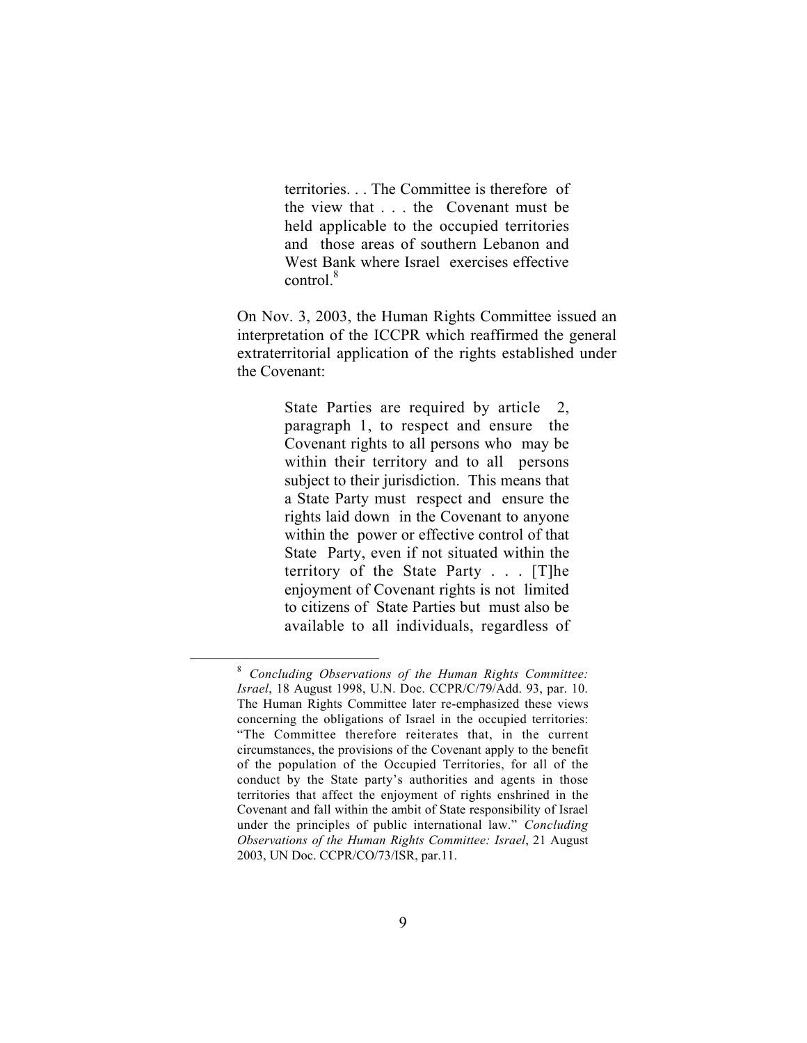> territories. . . The Committee is therefore of the view that . . . the Covenant must be held applicable to the occupied territories and those areas of southern Lebanon and West Bank where Israel exercises effective control.[8]

On Nov. 3, 2003, the Human Rights Committee issued an interpretation of the ICCPR which reaffirmed the general extraterritorial application of the rights established under the Covenant:

> State Parties are required by article 2, paragraph 1, to respect and ensure the Covenant rights to all persons who may be within their territory and to all persons subject to their jurisdiction. This means that a State Party must respect and ensure the rights laid down in the Covenant to anyone within the power or effective control of that State Party, even if not situated within the territory of the State Party . . . [T]he enjoyment of Covenant rights is not limited to citizens of State Parties but must also be available to all individuals, regardless of

---

[8] *Concluding Observations of the Human Rights Committee: Israel*, 18 August 1998, U.N. Doc. CCPR/C/79/Add. 93, par. 10. The Human Rights Committee later re-emphasized these views concerning the obligations of Israel in the occupied territories: "The Committee therefore reiterates that, in the current circumstances, the provisions of the Covenant apply to the benefit of the population of the Occupied Territories, for all of the conduct by the State party's authorities and agents in those territories that affect the enjoyment of rights enshrined in the Covenant and fall within the ambit of State responsibility of Israel under the principles of public international law." *Concluding Observations of the Human Rights Committee: Israel*, 21 August 2003, UN Doc. CCPR/CO/73/ISR, par.11.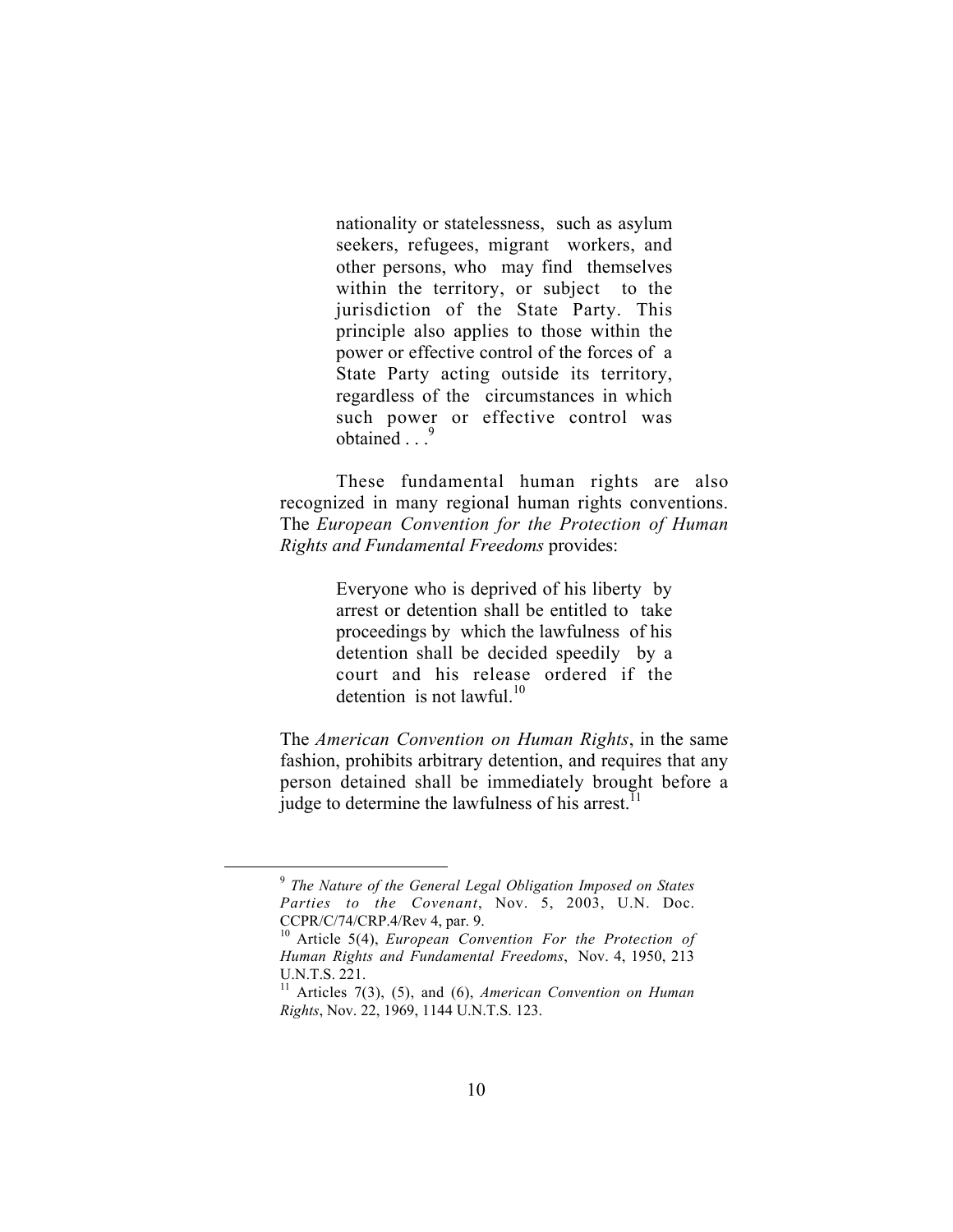> nationality or statelessness, such as asylum seekers, refugees, migrant workers, and other persons, who may find themselves within the territory, or subject to the jurisdiction of the State Party. This principle also applies to those within the power or effective control of the forces of a State Party acting outside its territory, regardless of the circumstances in which such power or effective control was obtained . . .[9]

These fundamental human rights are also recognized in many regional human rights conventions. The *European Convention for the Protection of Human Rights and Fundamental Freedoms* provides:

> Everyone who is deprived of his liberty by arrest or detention shall be entitled to take proceedings by which the lawfulness of his detention shall be decided speedily by a court and his release ordered if the detention is not lawful.[10]

The *American Convention on Human Rights*, in the same fashion, prohibits arbitrary detention, and requires that any person detained shall be immediately brought before a judge to determine the lawfulness of his arrest.[11]

---

[9] *The Nature of the General Legal Obligation Imposed on States Parties to the Covenant*, Nov. 5, 2003, U.N. Doc. CCPR/C/74/CRP.4/Rev 4, par. 9.

[10] Article 5(4), *European Convention For the Protection of Human Rights and Fundamental Freedoms*, Nov. 4, 1950, 213 U.N.T.S. 221.

[11] Articles 7(3), (5), and (6), *American Convention on Human Rights*, Nov. 22, 1969, 1144 U.N.T.S. 123.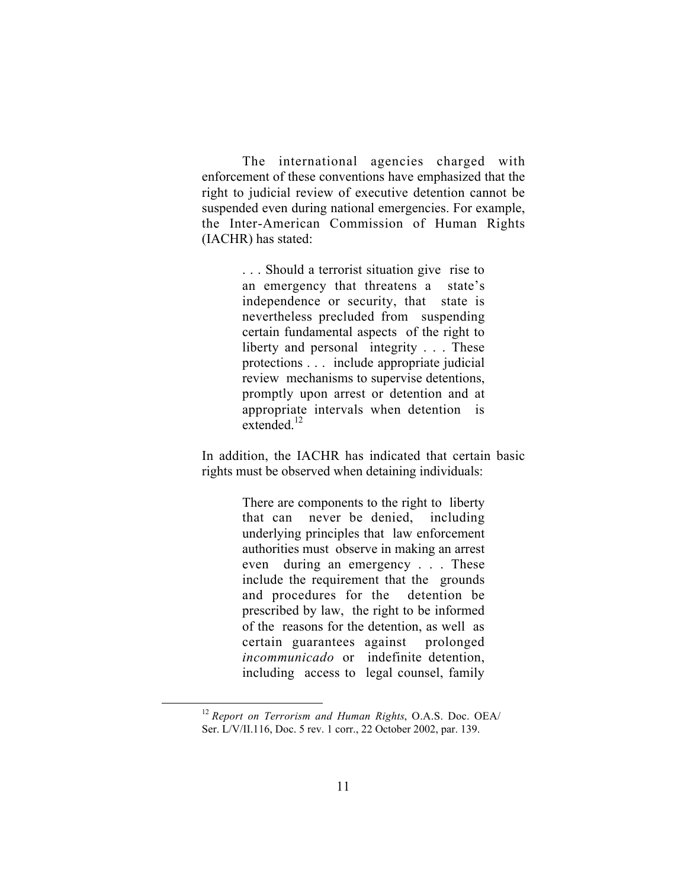The international agencies charged with enforcement of these conventions have emphasized that the right to judicial review of executive detention cannot be suspended even during national emergencies. For example, the Inter-American Commission of Human Rights (IACHR) has stated:

> . . . Should a terrorist situation give rise to an emergency that threatens a state's independence or security, that state is nevertheless precluded from suspending certain fundamental aspects of the right to liberty and personal integrity . . . These protections . . . include appropriate judicial review mechanisms to supervise detentions, promptly upon arrest or detention and at appropriate intervals when detention is extended.[12]

In addition, the IACHR has indicated that certain basic rights must be observed when detaining individuals:

> There are components to the right to liberty that can never be denied, including underlying principles that law enforcement authorities must observe in making an arrest even during an emergency . . . These include the requirement that the grounds and procedures for the detention be prescribed by law, the right to be informed of the reasons for the detention, as well as certain guarantees against prolonged *incommunicado* or indefinite detention, including access to legal counsel, family

[12] *Report on Terrorism and Human Rights*, O.A.S. Doc. OEA/ Ser. L/V/II.116, Doc. 5 rev. 1 corr., 22 October 2002, par. 139.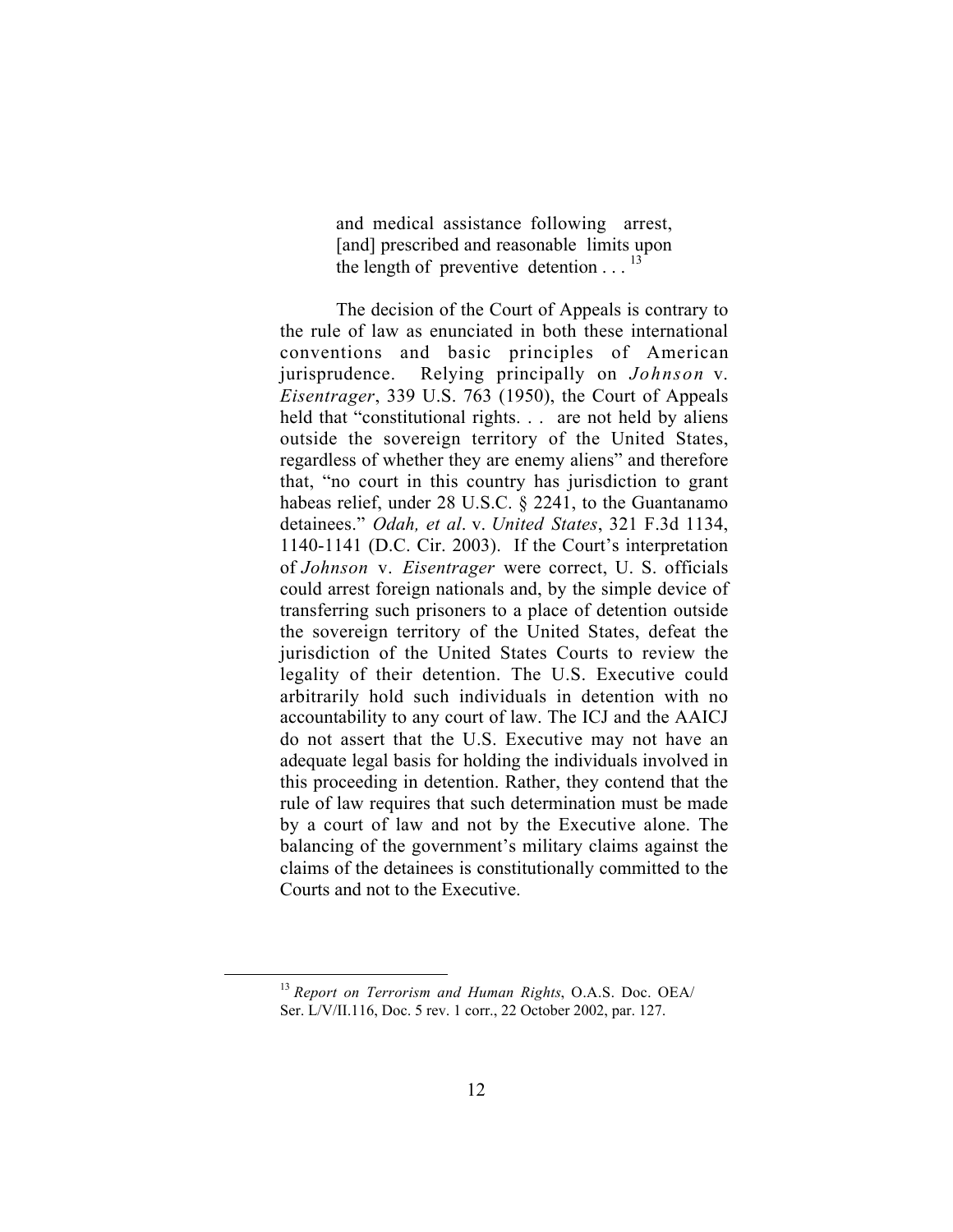> and medical assistance following arrest, [and] prescribed and reasonable limits upon the length of preventive detention . . . [13]

The decision of the Court of Appeals is contrary to the rule of law as enunciated in both these international conventions and basic principles of American jurisprudence. Relying principally on *Johnson* v. *Eisentrager*, 339 U.S. 763 (1950), the Court of Appeals held that "constitutional rights. . . are not held by aliens outside the sovereign territory of the United States, regardless of whether they are enemy aliens" and therefore that, "no court in this country has jurisdiction to grant habeas relief, under 28 U.S.C. § 2241, to the Guantanamo detainees." *Odah, et al*. v. *United States*, 321 F.3d 1134, 1140-1141 (D.C. Cir. 2003). If the Court's interpretation of *Johnson* v. *Eisentrager* were correct, U. S. officials could arrest foreign nationals and, by the simple device of transferring such prisoners to a place of detention outside the sovereign territory of the United States, defeat the jurisdiction of the United States Courts to review the legality of their detention. The U.S. Executive could arbitrarily hold such individuals in detention with no accountability to any court of law. The ICJ and the AAICJ do not assert that the U.S. Executive may not have an adequate legal basis for holding the individuals involved in this proceeding in detention. Rather, they contend that the rule of law requires that such determination must be made by a court of law and not by the Executive alone. The balancing of the government's military claims against the claims of the detainees is constitutionally committed to the Courts and not to the Executive.

[13] *Report on Terrorism and Human Rights*, O.A.S. Doc. OEA/ Ser. L/V/II.116, Doc. 5 rev. 1 corr., 22 October 2002, par. 127.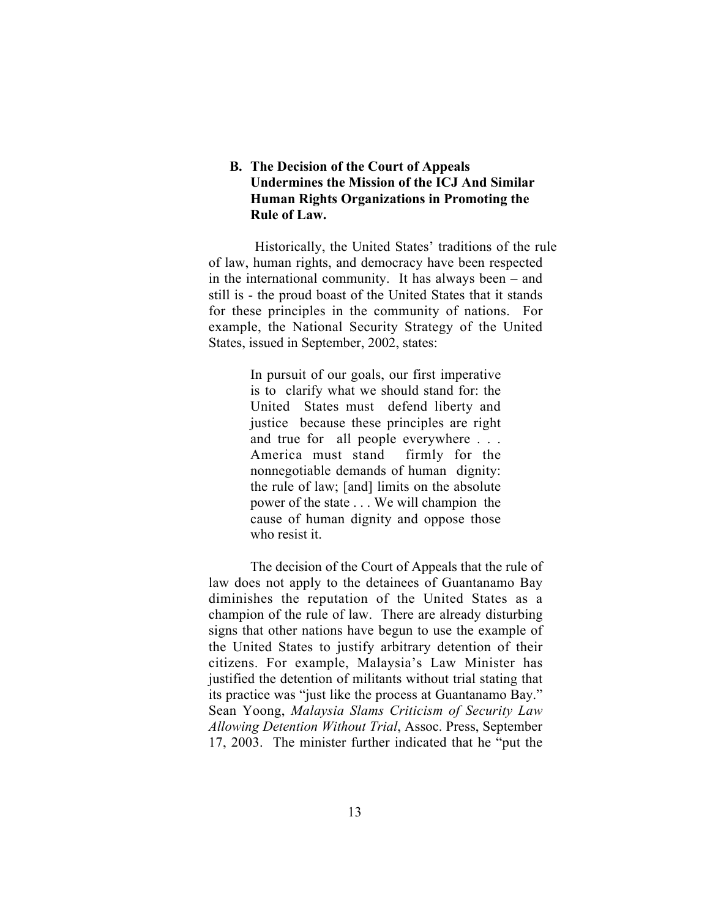### B. The Decision of the Court of Appeals Undermines the Mission of the ICJ And Similar Human Rights Organizations in Promoting the Rule of Law.

Historically, the United States' traditions of the rule of law, human rights, and democracy have been respected in the international community. It has always been – and still is - the proud boast of the United States that it stands for these principles in the community of nations. For example, the National Security Strategy of the United States, issued in September, 2002, states:

> In pursuit of our goals, our first imperative is to clarify what we should stand for: the United States must defend liberty and justice because these principles are right and true for all people everywhere . . . America must stand firmly for the nonnegotiable demands of human dignity: the rule of law; [and] limits on the absolute power of the state . . . We will champion the cause of human dignity and oppose those who resist it.

The decision of the Court of Appeals that the rule of law does not apply to the detainees of Guantanamo Bay diminishes the reputation of the United States as a champion of the rule of law. There are already disturbing signs that other nations have begun to use the example of the United States to justify arbitrary detention of their citizens. For example, Malaysia's Law Minister has justified the detention of militants without trial stating that its practice was "just like the process at Guantanamo Bay." Sean Yoong, *Malaysia Slams Criticism of Security Law Allowing Detention Without Trial*, Assoc. Press, September 17, 2003. The minister further indicated that he "put the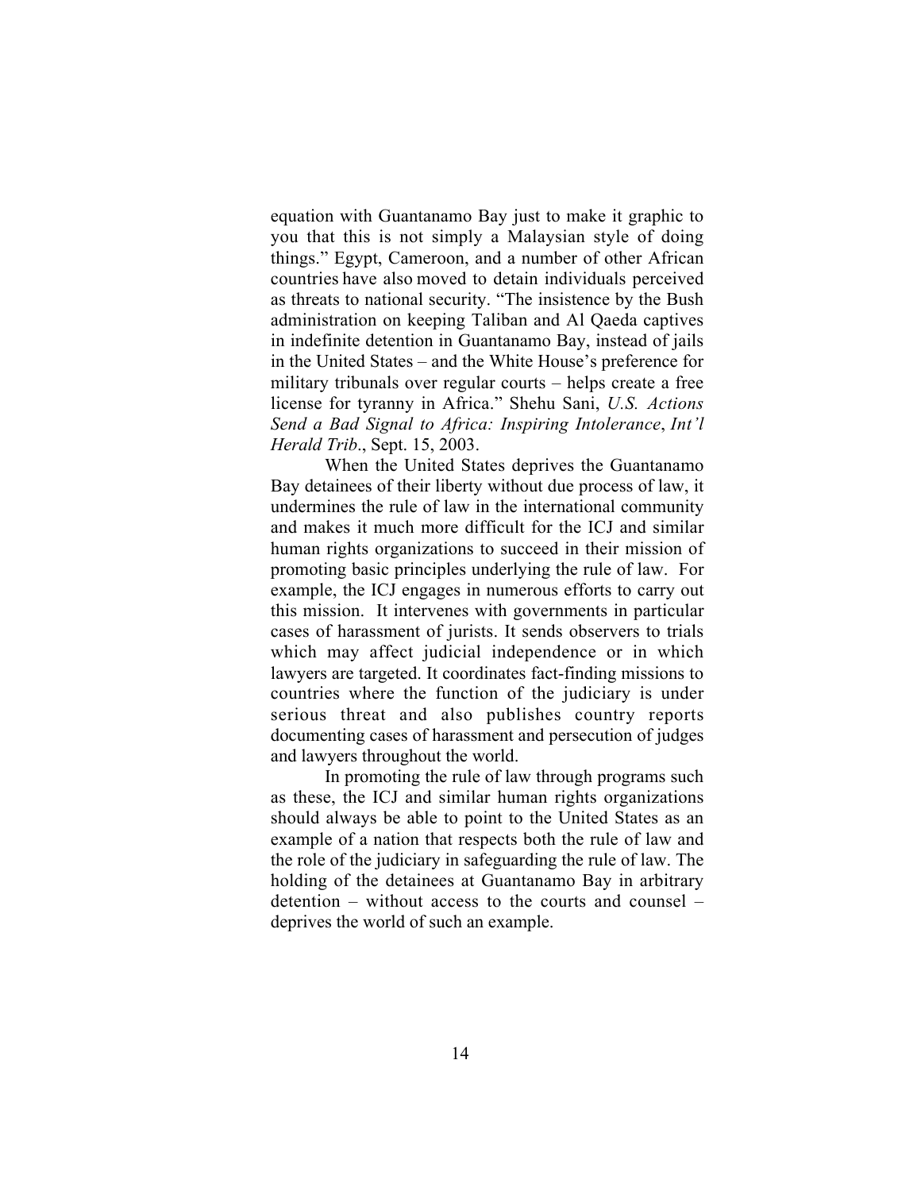equation with Guantanamo Bay just to make it graphic to you that this is not simply a Malaysian style of doing things." Egypt, Cameroon, and a number of other African countries have also moved to detain individuals perceived as threats to national security. "The insistence by the Bush administration on keeping Taliban and Al Qaeda captives in indefinite detention in Guantanamo Bay, instead of jails in the United States – and the White House's preference for military tribunals over regular courts – helps create a free license for tyranny in Africa." Shehu Sani, *U.S. Actions Send a Bad Signal to Africa: Inspiring Intolerance*, *Int'l Herald Trib*., Sept. 15, 2003.

When the United States deprives the Guantanamo Bay detainees of their liberty without due process of law, it undermines the rule of law in the international community and makes it much more difficult for the ICJ and similar human rights organizations to succeed in their mission of promoting basic principles underlying the rule of law. For example, the ICJ engages in numerous efforts to carry out this mission. It intervenes with governments in particular cases of harassment of jurists. It sends observers to trials which may affect judicial independence or in which lawyers are targeted. It coordinates fact-finding missions to countries where the function of the judiciary is under serious threat and also publishes country reports documenting cases of harassment and persecution of judges and lawyers throughout the world.

In promoting the rule of law through programs such as these, the ICJ and similar human rights organizations should always be able to point to the United States as an example of a nation that respects both the rule of law and the role of the judiciary in safeguarding the rule of law. The holding of the detainees at Guantanamo Bay in arbitrary detention – without access to the courts and counsel – deprives the world of such an example.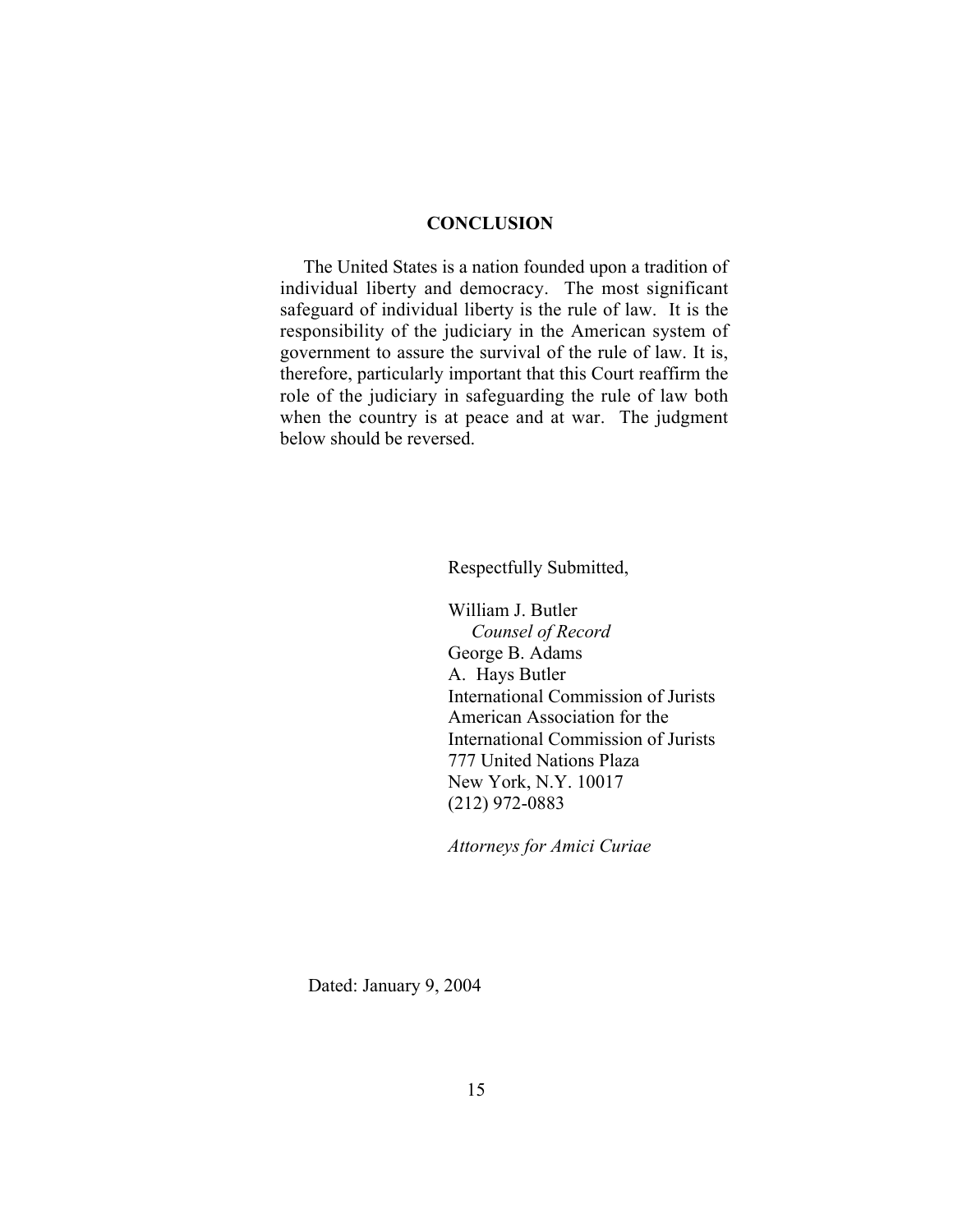## CONCLUSION

The United States is a nation founded upon a tradition of individual liberty and democracy. The most significant safeguard of individual liberty is the rule of law. It is the responsibility of the judiciary in the American system of government to assure the survival of the rule of law. It is, therefore, particularly important that this Court reaffirm the role of the judiciary in safeguarding the rule of law both when the country is at peace and at war. The judgment below should be reversed.

Respectfully Submitted,

William J. Butler
*Counsel of Record*
George B. Adams
A. Hays Butler
International Commission of Jurists
American Association for the
International Commission of Jurists
777 United Nations Plaza
New York, N.Y. 10017
(212) 972-0883

*Attorneys for Amici Curiae*

Dated: January 9, 2004